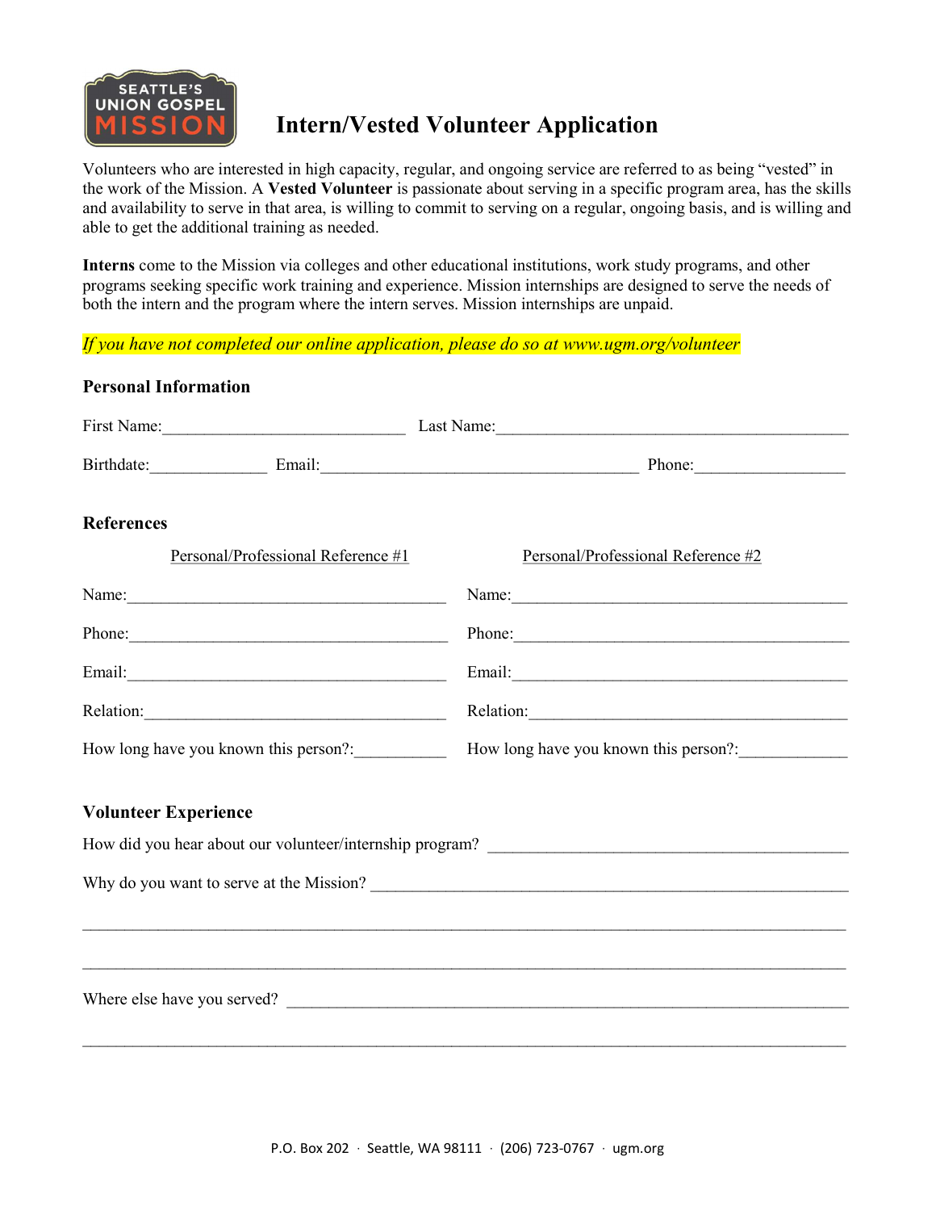# Intern/Vested Volunteer Application

Volunteers who are interested in high capacity, regular, and ongoing service are referred to as being "vested" in the work of the Mission. A **Vested Volunteer** is passionate about serving in a specific program area, has the skills and availability to serve in that area, is willing to commit to serving on a regular, ongoing basis, and is willing and able to get the additional training as needed.

**Interns** come to the Mission via colleges and other educational institutions, work study programs, and other programs seeking specific work training and experience. Mission internships are designed to serve the needs of both the intern and the program where the intern serves. Mission internships are unpaid.

*If you have not completed our online application, please do so at www.ugm.org/volunteer*

## Personal Information

First Name:_____________________________ Last Name:__________________________________________

Birthdate:_____________ Email:______________________________________ Phone:_________________

## References

| Personal/Professional Reference #1 | Personal/Professional Reference #2 |
|---|---|
| Name:______________________________________ | Name:________________________________________ |
| Phone:_____________________________________ | Phone:_______________________________________ |
| Email:______________________________________ | Email:_______________________________________ |
| Relation:___________________________________ | Relation:____________________________________ |
| How long have you known this person?:__________ | How long have you known this person?:____________ |

## Volunteer Experience

How did you hear about our volunteer/internship program? ____________________________________________

Why do you want to serve at the Mission? ________________________________________________________

______________________________________________________________________________________________

______________________________________________________________________________________________

Where else have you served? __________________________________________________________________

______________________________________________________________________________________________

P.O. Box 202 · Seattle, WA 98111 · (206) 723-0767 · ugm.org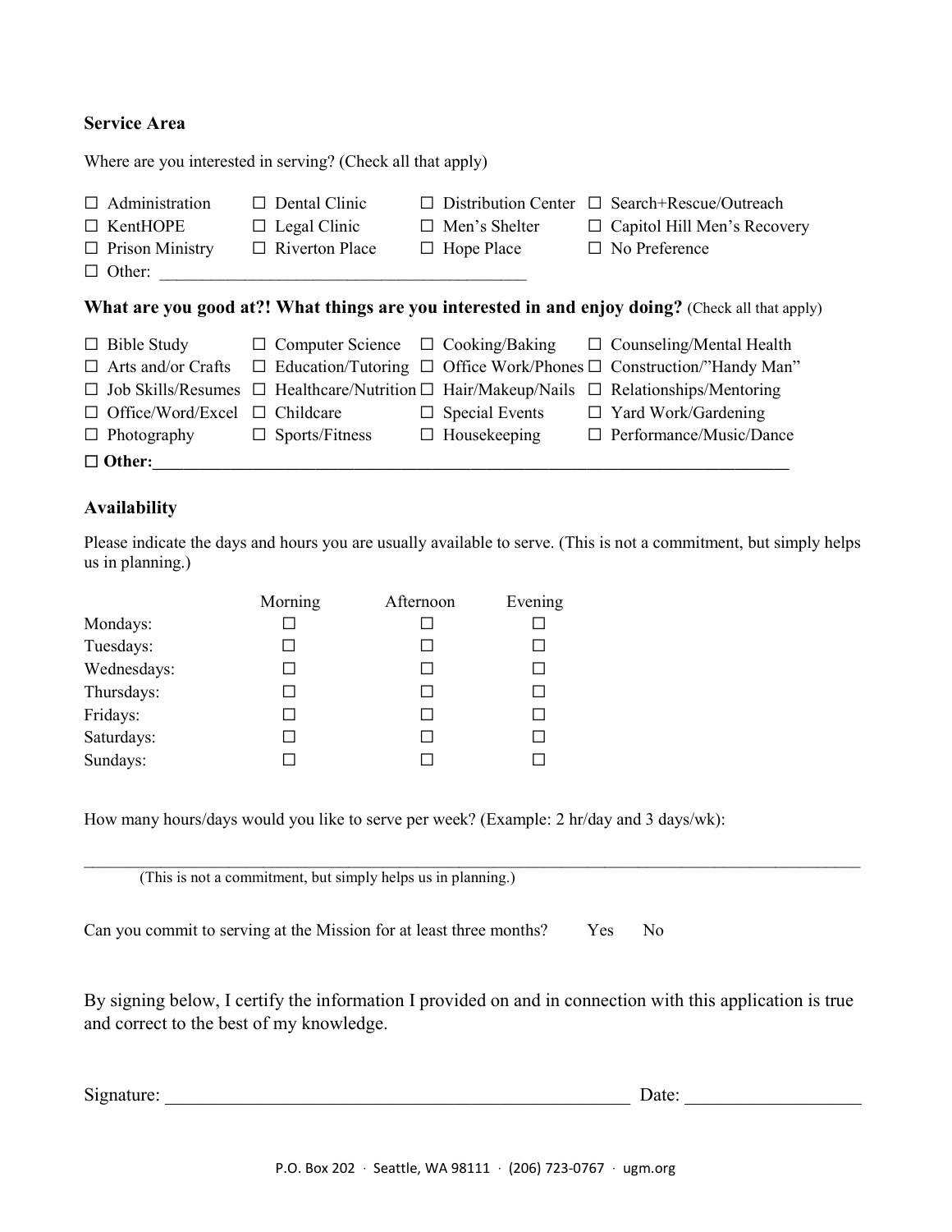## Service Area

Where are you interested in serving? (Check all that apply)

| | | | |
|---|---|---|---|
| ☐ Administration | ☐ Dental Clinic | ☐ Distribution Center | ☐ Search+Rescue/Outreach |
| ☐ KentHOPE | ☐ Legal Clinic | ☐ Men's Shelter | ☐ Capitol Hill Men's Recovery |
| ☐ Prison Ministry | ☐ Riverton Place | ☐ Hope Place | ☐ No Preference |

☐ Other: ___________________________________________

**What are you good at?! What things are you interested in and enjoy doing?** (Check all that apply)

| | | | |
|---|---|---|---|
| ☐ Bible Study | ☐ Computer Science | ☐ Cooking/Baking | ☐ Counseling/Mental Health |
| ☐ Arts and/or Crafts | ☐ Education/Tutoring | ☐ Office Work/Phones | ☐ Construction/"Handy Man" |
| ☐ Job Skills/Resumes | ☐ Healthcare/Nutrition | ☐ Hair/Makeup/Nails | ☐ Relationships/Mentoring |
| ☐ Office/Word/Excel | ☐ Childcare | ☐ Special Events | ☐ Yard Work/Gardening |
| ☐ Photography | ☐ Sports/Fitness | ☐ Housekeeping | ☐ Performance/Music/Dance |

**☐ Other:**___________________________________________________________________________

## Availability

Please indicate the days and hours you are usually available to serve. (This is not a commitment, but simply helps us in planning.)

| | Morning | Afternoon | Evening |
|---|---|---|---|
| Mondays: | ☐ | ☐ | ☐ |
| Tuesdays: | ☐ | ☐ | ☐ |
| Wednesdays: | ☐ | ☐ | ☐ |
| Thursdays: | ☐ | ☐ | ☐ |
| Fridays: | ☐ | ☐ | ☐ |
| Saturdays: | ☐ | ☐ | ☐ |
| Sundays: | ☐ | ☐ | ☐ |

How many hours/days would you like to serve per week? (Example: 2 hr/day and 3 days/wk):

_____________________________________________________________________________________________

(This is not a commitment, but simply helps us in planning.)

Can you commit to serving at the Mission for at least three months? Yes No

By signing below, I certify the information I provided on and in connection with this application is true and correct to the best of my knowledge.

Signature: ____________________________________________________ Date: ___________________

P.O. Box 202 · Seattle, WA 98111 · (206) 723-0767 · ugm.org